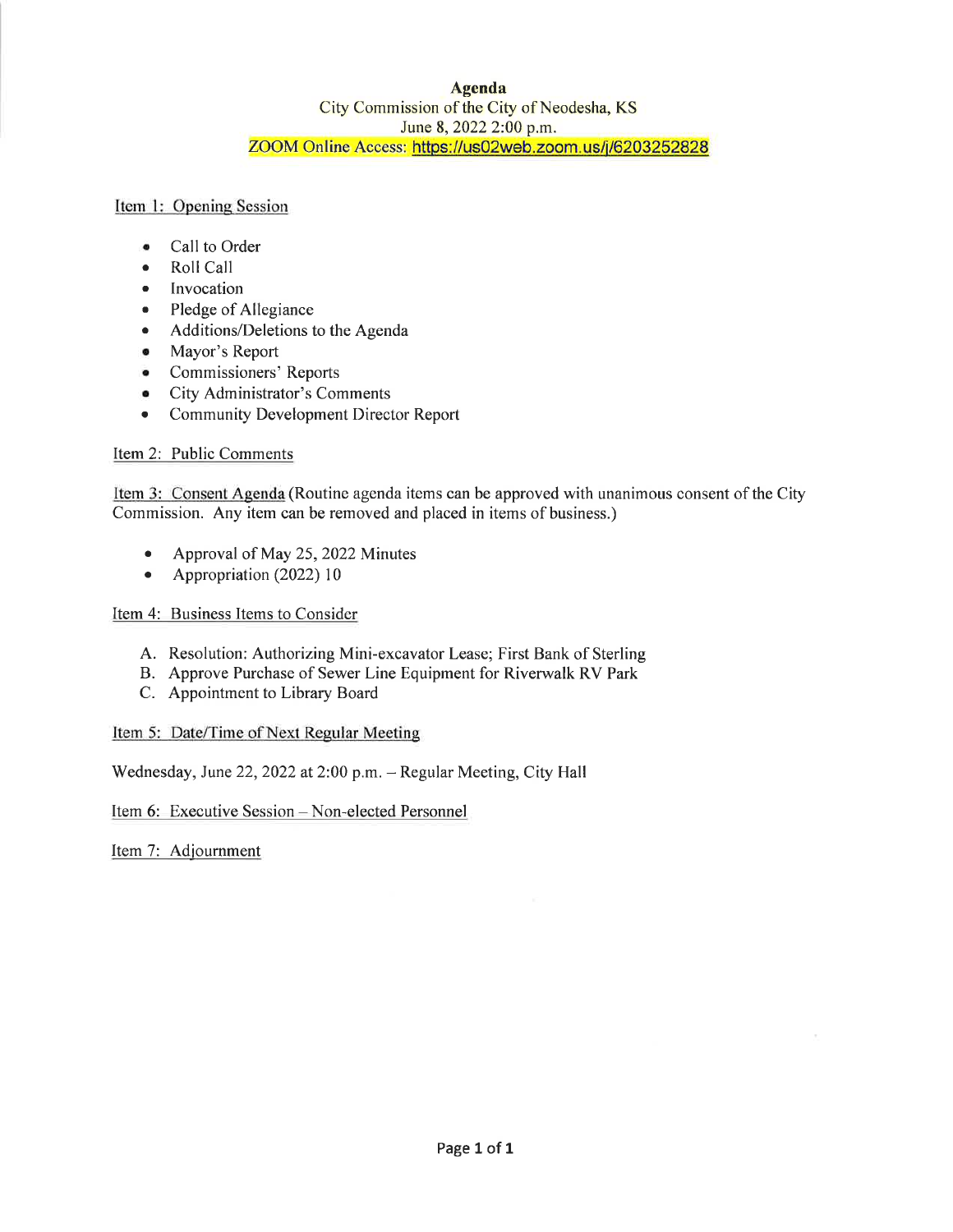# Agenda

City Commission of the City of Neodesha, KS
June 8, 2022 2:00 p.m.
ZOOM Online Access: https://us02web.zoom.us/j/6203252828

## Item 1: Opening Session

- Call to Order
- Roll Call
- Invocation
- Pledge of Allegiance
- Additions/Deletions to the Agenda
- Mayor's Report
- Commissioners' Reports
- City Administrator's Comments
- Community Development Director Report

## Item 2: Public Comments

## Item 3: Consent Agenda

(Routine agenda items can be approved with unanimous consent of the City Commission. Any item can be removed and placed in items of business.)

- Approval of May 25, 2022 Minutes
- Appropriation (2022) 10

## Item 4: Business Items to Consider

A. Resolution: Authorizing Mini-excavator Lease; First Bank of Sterling
B. Approve Purchase of Sewer Line Equipment for Riverwalk RV Park
C. Appointment to Library Board

## Item 5: Date/Time of Next Regular Meeting

Wednesday, June 22, 2022 at 2:00 p.m. – Regular Meeting, City Hall

## Item 6: Executive Session – Non-elected Personnel

## Item 7: Adjournment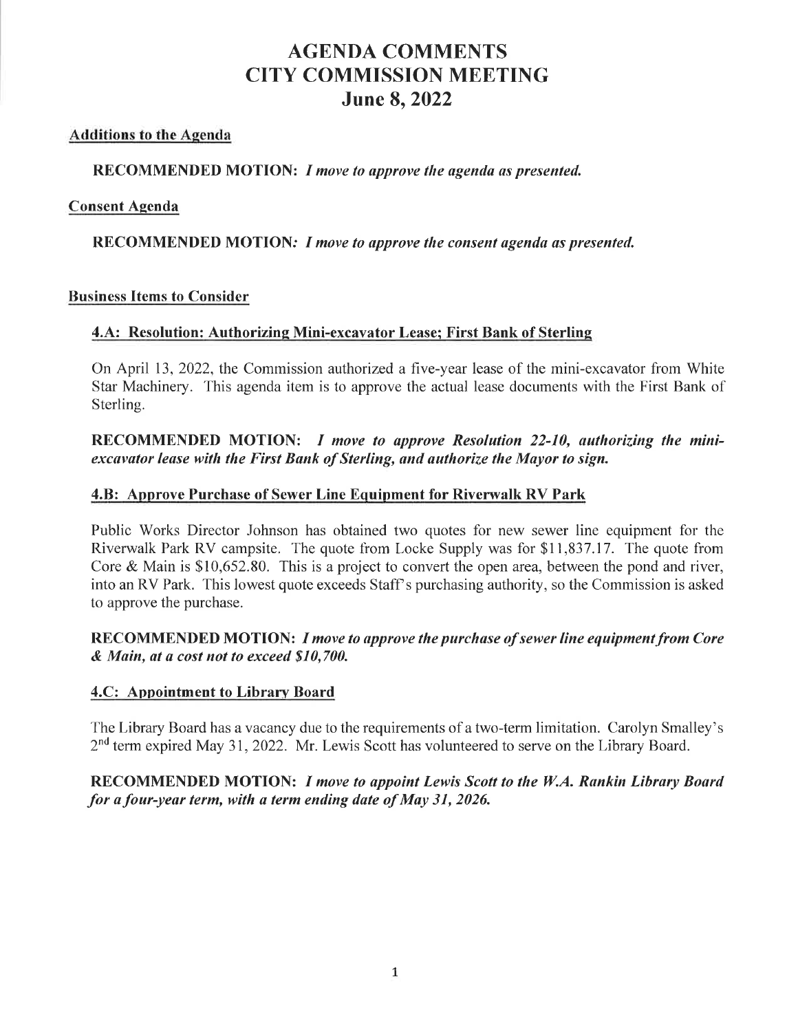# AGENDA COMMENTS
# CITY COMMISSION MEETING
# June 8, 2022

## Additions to the Agenda

**RECOMMENDED MOTION:** ***I move to approve the agenda as presented.***

## Consent Agenda

**RECOMMENDED MOTION:** ***I move to approve the consent agenda as presented.***

## Business Items to Consider

### 4.A: Resolution: Authorizing Mini-excavator Lease; First Bank of Sterling

On April 13, 2022, the Commission authorized a five-year lease of the mini-excavator from White Star Machinery. This agenda item is to approve the actual lease documents with the First Bank of Sterling.

**RECOMMENDED MOTION:** ***I move to approve Resolution 22-10, authorizing the mini-excavator lease with the First Bank of Sterling, and authorize the Mayor to sign.***

### 4.B: Approve Purchase of Sewer Line Equipment for Riverwalk RV Park

Public Works Director Johnson has obtained two quotes for new sewer line equipment for the Riverwalk Park RV campsite. The quote from Locke Supply was for $11,837.17. The quote from Core & Main is $10,652.80. This is a project to convert the open area, between the pond and river, into an RV Park. This lowest quote exceeds Staff's purchasing authority, so the Commission is asked to approve the purchase.

**RECOMMENDED MOTION:** ***I move to approve the purchase of sewer line equipment from Core & Main, at a cost not to exceed $10,700.***

### 4.C: Appointment to Library Board

The Library Board has a vacancy due to the requirements of a two-term limitation. Carolyn Smalley's 2nd term expired May 31, 2022. Mr. Lewis Scott has volunteered to serve on the Library Board.

**RECOMMENDED MOTION:** ***I move to appoint Lewis Scott to the W.A. Rankin Library Board for a four-year term, with a term ending date of May 31, 2026.***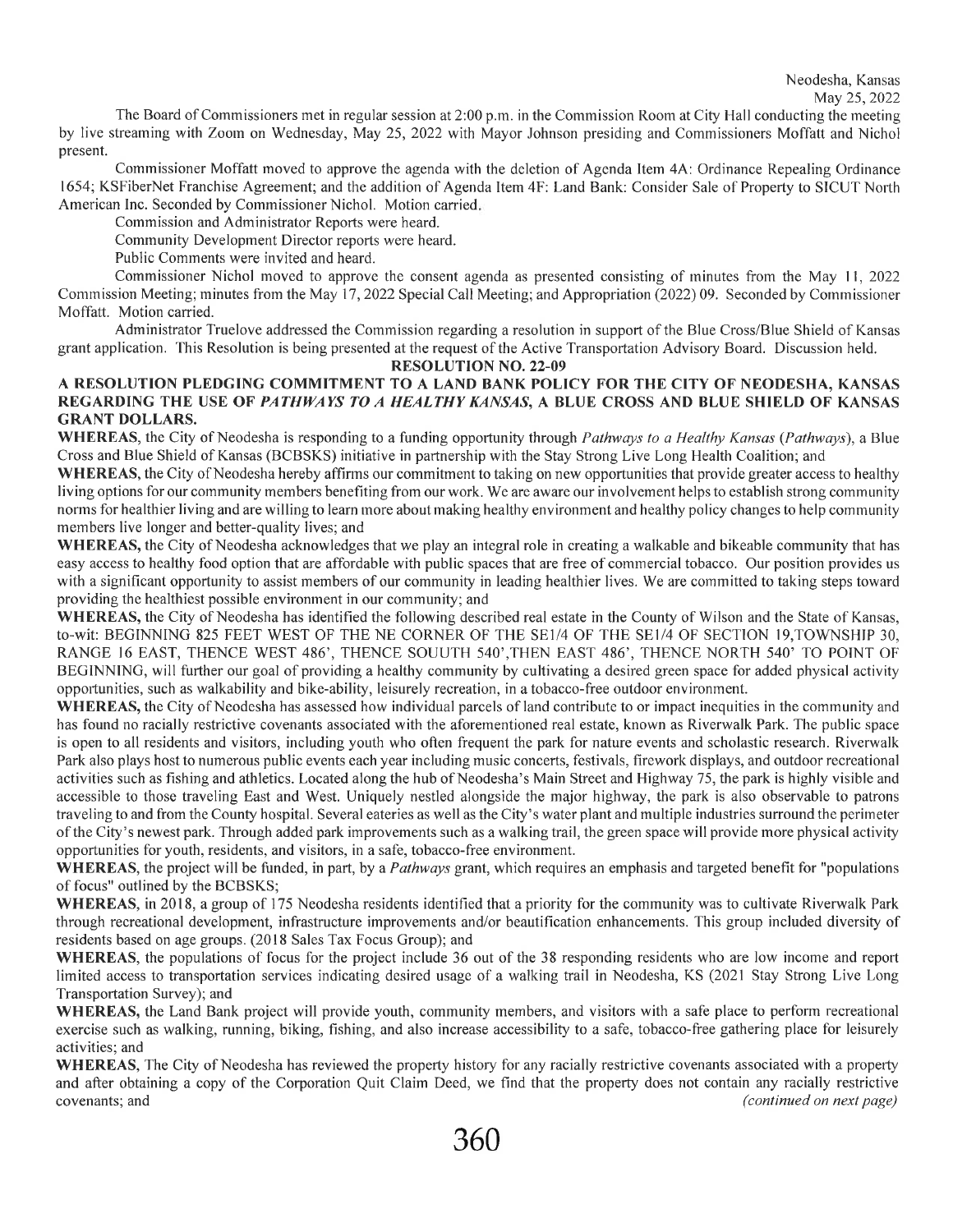Neodesha, Kansas
May 25, 2022

The Board of Commissioners met in regular session at 2:00 p.m. in the Commission Room at City Hall conducting the meeting by live streaming with Zoom on Wednesday, May 25, 2022 with Mayor Johnson presiding and Commissioners Moffatt and Nichol present.

Commissioner Moffatt moved to approve the agenda with the deletion of Agenda Item 4A: Ordinance Repealing Ordinance 1654; KSFiberNet Franchise Agreement; and the addition of Agenda Item 4F: Land Bank: Consider Sale of Property to SICUT North American Inc. Seconded by Commissioner Nichol. Motion carried.

Commission and Administrator Reports were heard.

Community Development Director reports were heard.

Public Comments were invited and heard.

Commissioner Nichol moved to approve the consent agenda as presented consisting of minutes from the May 11, 2022 Commission Meeting; minutes from the May 17, 2022 Special Call Meeting; and Appropriation (2022) 09. Seconded by Commissioner Moffatt. Motion carried.

Administrator Truelove addressed the Commission regarding a resolution in support of the Blue Cross/Blue Shield of Kansas grant application. This Resolution is being presented at the request of the Active Transportation Advisory Board. Discussion held.

**RESOLUTION NO. 22-09**

**A RESOLUTION PLEDGING COMMITMENT TO A LAND BANK POLICY FOR THE CITY OF NEODESHA, KANSAS REGARDING THE USE OF *PATHWAYS TO A HEALTHY KANSAS*, A BLUE CROSS AND BLUE SHIELD OF KANSAS GRANT DOLLARS.**

**WHEREAS**, the City of Neodesha is responding to a funding opportunity through *Pathways to a Healthy Kansas* (*Pathways*), a Blue Cross and Blue Shield of Kansas (BCBSKS) initiative in partnership with the Stay Strong Live Long Health Coalition; and

**WHEREAS**, the City of Neodesha hereby affirms our commitment to taking on new opportunities that provide greater access to healthy living options for our community members benefiting from our work. We are aware our involvement helps to establish strong community norms for healthier living and are willing to learn more about making healthy environment and healthy policy changes to help community members live longer and better-quality lives; and

**WHEREAS,** the City of Neodesha acknowledges that we play an integral role in creating a walkable and bikeable community that has easy access to healthy food option that are affordable with public spaces that are free of commercial tobacco. Our position provides us with a significant opportunity to assist members of our community in leading healthier lives. We are committed to taking steps toward providing the healthiest possible environment in our community; and

**WHEREAS,** the City of Neodesha has identified the following described real estate in the County of Wilson and the State of Kansas, to-wit: BEGINNING 825 FEET WEST OF THE NE CORNER OF THE SE1/4 OF THE SE1/4 OF SECTION 19,TOWNSHIP 30, RANGE 16 EAST, THENCE WEST 486', THENCE SOUUTH 540',THEN EAST 486', THENCE NORTH 540' TO POINT OF BEGINNING, will further our goal of providing a healthy community by cultivating a desired green space for added physical activity opportunities, such as walkability and bike-ability, leisurely recreation, in a tobacco-free outdoor environment.

**WHEREAS,** the City of Neodesha has assessed how individual parcels of land contribute to or impact inequities in the community and has found no racially restrictive covenants associated with the aforementioned real estate, known as Riverwalk Park. The public space is open to all residents and visitors, including youth who often frequent the park for nature events and scholastic research. Riverwalk Park also plays host to numerous public events each year including music concerts, festivals, firework displays, and outdoor recreational activities such as fishing and athletics. Located along the hub of Neodesha's Main Street and Highway 75, the park is highly visible and accessible to those traveling East and West. Uniquely nestled alongside the major highway, the park is also observable to patrons traveling to and from the County hospital. Several eateries as well as the City's water plant and multiple industries surround the perimeter of the City's newest park. Through added park improvements such as a walking trail, the green space will provide more physical activity opportunities for youth, residents, and visitors, in a safe, tobacco-free environment.

**WHEREAS,** the project will be funded, in part, by a *Pathways* grant, which requires an emphasis and targeted benefit for "populations of focus" outlined by the BCBSKS;

**WHEREAS,** in 2018, a group of 175 Neodesha residents identified that a priority for the community was to cultivate Riverwalk Park through recreational development, infrastructure improvements and/or beautification enhancements. This group included diversity of residents based on age groups. (2018 Sales Tax Focus Group); and

**WHEREAS,** the populations of focus for the project include 36 out of the 38 responding residents who are low income and report limited access to transportation services indicating desired usage of a walking trail in Neodesha, KS (2021 Stay Strong Live Long Transportation Survey); and

**WHEREAS,** the Land Bank project will provide youth, community members, and visitors with a safe place to perform recreational exercise such as walking, running, biking, fishing, and also increase accessibility to a safe, tobacco-free gathering place for leisurely activities; and

**WHEREAS,** The City of Neodesha has reviewed the property history for any racially restrictive covenants associated with a property and after obtaining a copy of the Corporation Quit Claim Deed, we find that the property does not contain any racially restrictive covenants; and *(continued on next page)*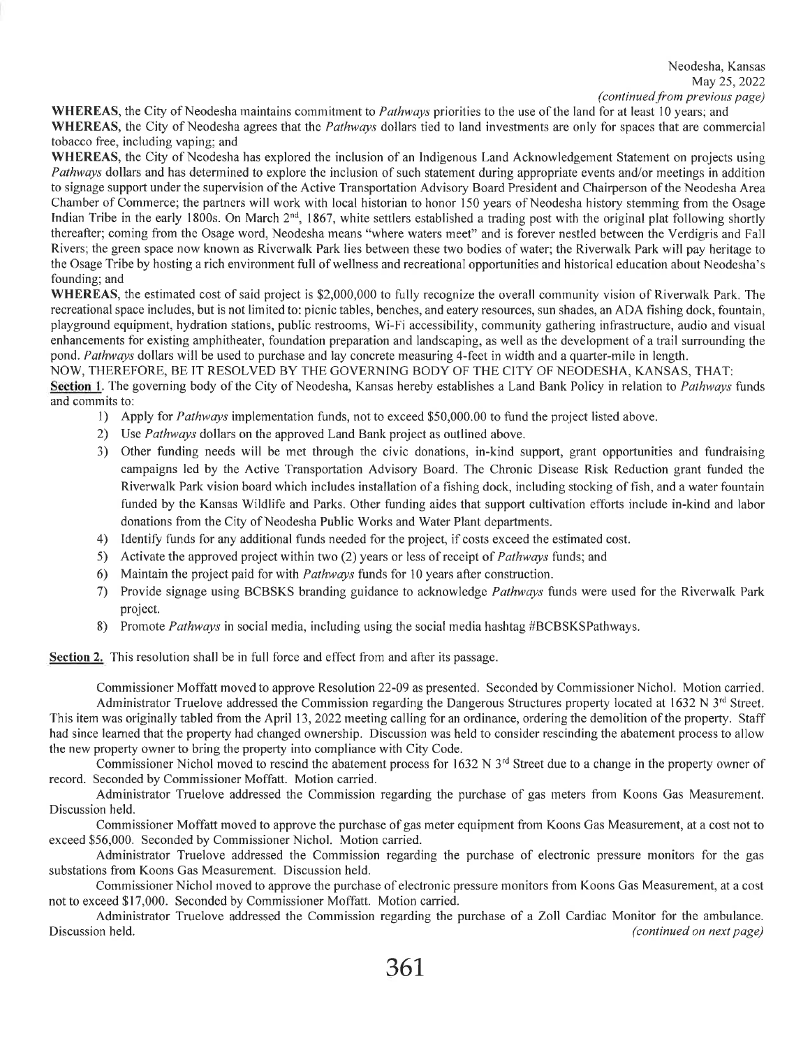Neodesha, Kansas
May 25, 2022
*(continued from previous page)*

**WHEREAS**, the City of Neodesha maintains commitment to *Pathways* priorities to the use of the land for at least 10 years; and

**WHEREAS**, the City of Neodesha agrees that the *Pathways* dollars tied to land investments are only for spaces that are commercial tobacco free, including vaping; and

**WHEREAS**, the City of Neodesha has explored the inclusion of an Indigenous Land Acknowledgement Statement on projects using *Pathways* dollars and has determined to explore the inclusion of such statement during appropriate events and/or meetings in addition to signage support under the supervision of the Active Transportation Advisory Board President and Chairperson of the Neodesha Area Chamber of Commerce; the partners will work with local historian to honor 150 years of Neodesha history stemming from the Osage Indian Tribe in the early 1800s. On March 2nd, 1867, white settlers established a trading post with the original plat following shortly thereafter; coming from the Osage word, Neodesha means "where waters meet" and is forever nestled between the Verdigris and Fall Rivers; the green space now known as Riverwalk Park lies between these two bodies of water; the Riverwalk Park will pay heritage to the Osage Tribe by hosting a rich environment full of wellness and recreational opportunities and historical education about Neodesha's founding; and

**WHEREAS**, the estimated cost of said project is $2,000,000 to fully recognize the overall community vision of Riverwalk Park. The recreational space includes, but is not limited to: picnic tables, benches, and eatery resources, sun shades, an ADA fishing dock, fountain, playground equipment, hydration stations, public restrooms, Wi-Fi accessibility, community gathering infrastructure, audio and visual enhancements for existing amphitheater, foundation preparation and landscaping, as well as the development of a trail surrounding the pond. *Pathways* dollars will be used to purchase and lay concrete measuring 4-feet in width and a quarter-mile in length.

NOW, THEREFORE, BE IT RESOLVED BY THE GOVERNING BODY OF THE CITY OF NEODESHA, KANSAS, THAT:

**Section 1.** The governing body of the City of Neodesha, Kansas hereby establishes a Land Bank Policy in relation to *Pathways* funds and commits to:

1) Apply for *Pathways* implementation funds, not to exceed $50,000.00 to fund the project listed above.
2) Use *Pathways* dollars on the approved Land Bank project as outlined above.
3) Other funding needs will be met through the civic donations, in-kind support, grant opportunities and fundraising campaigns led by the Active Transportation Advisory Board. The Chronic Disease Risk Reduction grant funded the Riverwalk Park vision board which includes installation of a fishing dock, including stocking of fish, and a water fountain funded by the Kansas Wildlife and Parks. Other funding aides that support cultivation efforts include in-kind and labor donations from the City of Neodesha Public Works and Water Plant departments.
4) Identify funds for any additional funds needed for the project, if costs exceed the estimated cost.
5) Activate the approved project within two (2) years or less of receipt of *Pathways* funds; and
6) Maintain the project paid for with *Pathways* funds for 10 years after construction.
7) Provide signage using BCBSKS branding guidance to acknowledge *Pathways* funds were used for the Riverwalk Park project.
8) Promote *Pathways* in social media, including using the social media hashtag #BCBSKSPathways.

**Section 2.** This resolution shall be in full force and effect from and after its passage.

Commissioner Moffatt moved to approve Resolution 22-09 as presented. Seconded by Commissioner Nichol. Motion carried.

Administrator Truelove addressed the Commission regarding the Dangerous Structures property located at 1632 N 3rd Street. This item was originally tabled from the April 13, 2022 meeting calling for an ordinance, ordering the demolition of the property. Staff had since learned that the property had changed ownership. Discussion was held to consider rescinding the abatement process to allow the new property owner to bring the property into compliance with City Code.

Commissioner Nichol moved to rescind the abatement process for 1632 N 3rd Street due to a change in the property owner of record. Seconded by Commissioner Moffatt. Motion carried.

Administrator Truelove addressed the Commission regarding the purchase of gas meters from Koons Gas Measurement. Discussion held.

Commissioner Moffatt moved to approve the purchase of gas meter equipment from Koons Gas Measurement, at a cost not to exceed $56,000. Seconded by Commissioner Nichol. Motion carried.

Administrator Truelove addressed the Commission regarding the purchase of electronic pressure monitors for the gas substations from Koons Gas Measurement. Discussion held.

Commissioner Nichol moved to approve the purchase of electronic pressure monitors from Koons Gas Measurement, at a cost not to exceed $17,000. Seconded by Commissioner Moffatt. Motion carried.

Administrator Truelove addressed the Commission regarding the purchase of a Zoll Cardiac Monitor for the ambulance. Discussion held.

*(continued on next page)*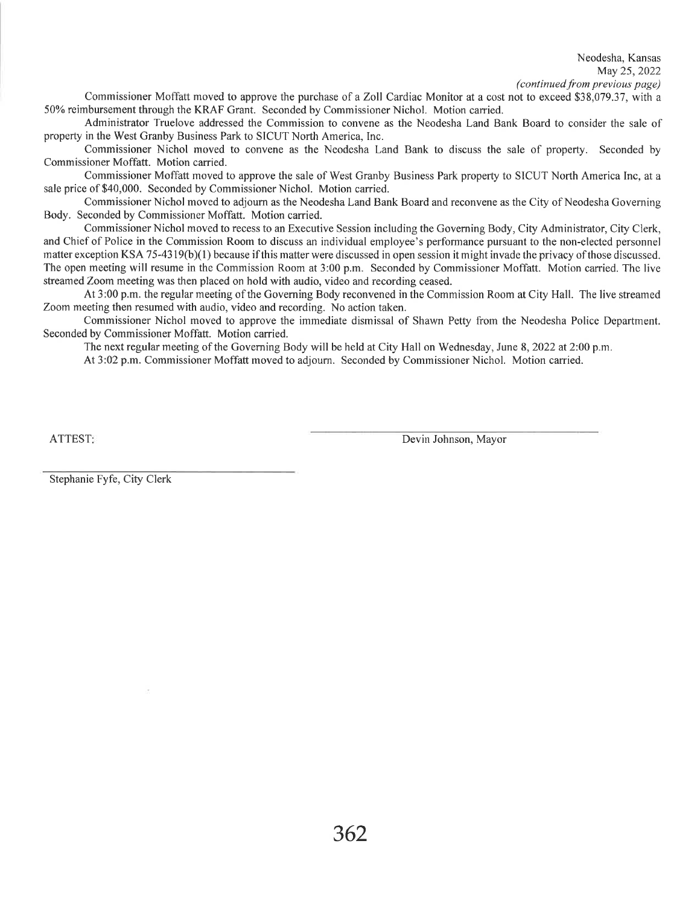Neodesha, Kansas
May 25, 2022
*(continued from previous page)*

Commissioner Moffatt moved to approve the purchase of a Zoll Cardiac Monitor at a cost not to exceed $38,079.37, with a 50% reimbursement through the KRAF Grant. Seconded by Commissioner Nichol. Motion carried.

Administrator Truelove addressed the Commission to convene as the Neodesha Land Bank Board to consider the sale of property in the West Granby Business Park to SICUT North America, Inc.

Commissioner Nichol moved to convene as the Neodesha Land Bank to discuss the sale of property. Seconded by Commissioner Moffatt. Motion carried.

Commissioner Moffatt moved to approve the sale of West Granby Business Park property to SICUT North America Inc, at a sale price of $40,000. Seconded by Commissioner Nichol. Motion carried.

Commissioner Nichol moved to adjourn as the Neodesha Land Bank Board and reconvene as the City of Neodesha Governing Body. Seconded by Commissioner Moffatt. Motion carried.

Commissioner Nichol moved to recess to an Executive Session including the Governing Body, City Administrator, City Clerk, and Chief of Police in the Commission Room to discuss an individual employee's performance pursuant to the non-elected personnel matter exception KSA 75-4319(b)(1) because if this matter were discussed in open session it might invade the privacy of those discussed. The open meeting will resume in the Commission Room at 3:00 p.m. Seconded by Commissioner Moffatt. Motion carried. The live streamed Zoom meeting was then placed on hold with audio, video and recording ceased.

At 3:00 p.m. the regular meeting of the Governing Body reconvened in the Commission Room at City Hall. The live streamed Zoom meeting then resumed with audio, video and recording. No action taken.

Commissioner Nichol moved to approve the immediate dismissal of Shawn Petty from the Neodesha Police Department. Seconded by Commissioner Moffatt. Motion carried.

The next regular meeting of the Governing Body will be held at City Hall on Wednesday, June 8, 2022 at 2:00 p.m.

At 3:02 p.m. Commissioner Moffatt moved to adjourn. Seconded by Commissioner Nichol. Motion carried.

ATTEST:

Devin Johnson, Mayor

Stephanie Fyfe, City Clerk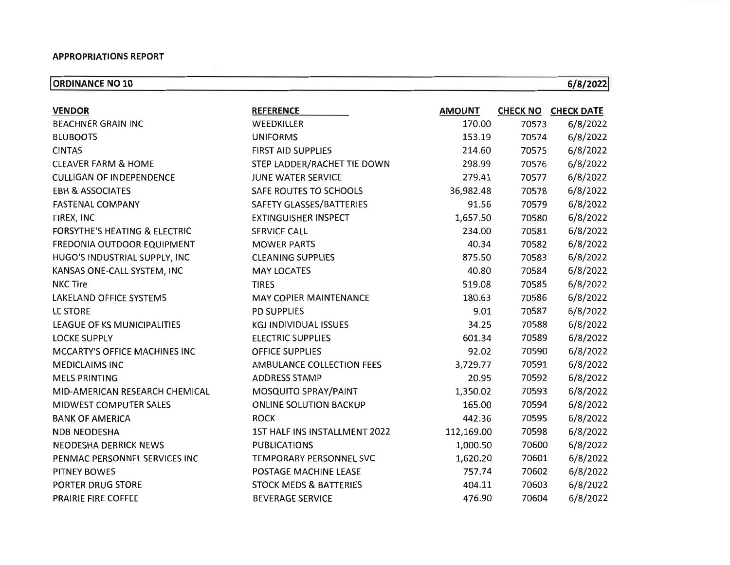**APPROPRIATIONS REPORT**

| **ORDINANCE NO 10** | | | | **6/8/2022** |
|---|---|---|---|---|
| **VENDOR** | **REFERENCE** | **AMOUNT** | **CHECK NO** | **CHECK DATE** |
| BEACHNER GRAIN INC | WEEDKILLER | 170.00 | 70573 | 6/8/2022 |
| BLUBOOTS | UNIFORMS | 153.19 | 70574 | 6/8/2022 |
| CINTAS | FIRST AID SUPPLIES | 214.60 | 70575 | 6/8/2022 |
| CLEAVER FARM & HOME | STEP LADDER/RACHET TIE DOWN | 298.99 | 70576 | 6/8/2022 |
| CULLIGAN OF INDEPENDENCE | JUNE WATER SERVICE | 279.41 | 70577 | 6/8/2022 |
| EBH & ASSOCIATES | SAFE ROUTES TO SCHOOLS | 36,982.48 | 70578 | 6/8/2022 |
| FASTENAL COMPANY | SAFETY GLASSES/BATTERIES | 91.56 | 70579 | 6/8/2022 |
| FIREX, INC | EXTINGUISHER INSPECT | 1,657.50 | 70580 | 6/8/2022 |
| FORSYTHE'S HEATING & ELECTRIC | SERVICE CALL | 234.00 | 70581 | 6/8/2022 |
| FREDONIA OUTDOOR EQUIPMENT | MOWER PARTS | 40.34 | 70582 | 6/8/2022 |
| HUGO'S INDUSTRIAL SUPPLY, INC | CLEANING SUPPLIES | 875.50 | 70583 | 6/8/2022 |
| KANSAS ONE-CALL SYSTEM, INC | MAY LOCATES | 40.80 | 70584 | 6/8/2022 |
| NKC Tire | TIRES | 519.08 | 70585 | 6/8/2022 |
| LAKELAND OFFICE SYSTEMS | MAY COPIER MAINTENANCE | 180.63 | 70586 | 6/8/2022 |
| LE STORE | PD SUPPLIES | 9.01 | 70587 | 6/8/2022 |
| LEAGUE OF KS MUNICIPALITIES | KGJ INDIVIDUAL ISSUES | 34.25 | 70588 | 6/8/2022 |
| LOCKE SUPPLY | ELECTRIC SUPPLIES | 601.34 | 70589 | 6/8/2022 |
| MCCARTY'S OFFICE MACHINES INC | OFFICE SUPPLIES | 92.02 | 70590 | 6/8/2022 |
| MEDICLAIMS INC | AMBULANCE COLLECTION FEES | 3,729.77 | 70591 | 6/8/2022 |
| MELS PRINTING | ADDRESS STAMP | 20.95 | 70592 | 6/8/2022 |
| MID-AMERICAN RESEARCH CHEMICAL | MOSQUITO SPRAY/PAINT | 1,350.02 | 70593 | 6/8/2022 |
| MIDWEST COMPUTER SALES | ONLINE SOLUTION BACKUP | 165.00 | 70594 | 6/8/2022 |
| BANK OF AMERICA | ROCK | 442.36 | 70595 | 6/8/2022 |
| NDB NEODESHA | 1ST HALF INS INSTALLMENT 2022 | 112,169.00 | 70598 | 6/8/2022 |
| NEODESHA DERRICK NEWS | PUBLICATIONS | 1,000.50 | 70600 | 6/8/2022 |
| PENMAC PERSONNEL SERVICES INC | TEMPORARY PERSONNEL SVC | 1,620.20 | 70601 | 6/8/2022 |
| PITNEY BOWES | POSTAGE MACHINE LEASE | 757.74 | 70602 | 6/8/2022 |
| PORTER DRUG STORE | STOCK MEDS & BATTERIES | 404.11 | 70603 | 6/8/2022 |
| PRAIRIE FIRE COFFEE | BEVERAGE SERVICE | 476.90 | 70604 | 6/8/2022 |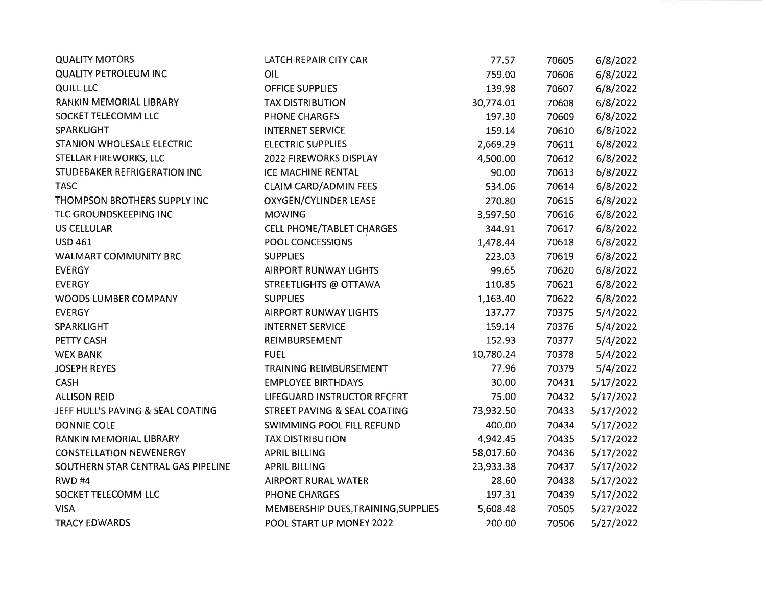| | | | | |
|---|---|---|---|---|
| QUALITY MOTORS | LATCH REPAIR CITY CAR | 77.57 | 70605 | 6/8/2022 |
| QUALITY PETROLEUM INC | OIL | 759.00 | 70606 | 6/8/2022 |
| QUILL LLC | OFFICE SUPPLIES | 139.98 | 70607 | 6/8/2022 |
| RANKIN MEMORIAL LIBRARY | TAX DISTRIBUTION | 30,774.01 | 70608 | 6/8/2022 |
| SOCKET TELECOMM LLC | PHONE CHARGES | 197.30 | 70609 | 6/8/2022 |
| SPARKLIGHT | INTERNET SERVICE | 159.14 | 70610 | 6/8/2022 |
| STANION WHOLESALE ELECTRIC | ELECTRIC SUPPLIES | 2,669.29 | 70611 | 6/8/2022 |
| STELLAR FIREWORKS, LLC | 2022 FIREWORKS DISPLAY | 4,500.00 | 70612 | 6/8/2022 |
| STUDEBAKER REFRIGERATION INC | ICE MACHINE RENTAL | 90.00 | 70613 | 6/8/2022 |
| TASC | CLAIM CARD/ADMIN FEES | 534.06 | 70614 | 6/8/2022 |
| THOMPSON BROTHERS SUPPLY INC | OXYGEN/CYLINDER LEASE | 270.80 | 70615 | 6/8/2022 |
| TLC GROUNDSKEEPING INC | MOWING | 3,597.50 | 70616 | 6/8/2022 |
| US CELLULAR | CELL PHONE/TABLET CHARGES | 344.91 | 70617 | 6/8/2022 |
| USD 461 | POOL CONCESSIONS | 1,478.44 | 70618 | 6/8/2022 |
| WALMART COMMUNITY BRC | SUPPLIES | 223.03 | 70619 | 6/8/2022 |
| EVERGY | AIRPORT RUNWAY LIGHTS | 99.65 | 70620 | 6/8/2022 |
| EVERGY | STREETLIGHTS @ OTTAWA | 110.85 | 70621 | 6/8/2022 |
| WOODS LUMBER COMPANY | SUPPLIES | 1,163.40 | 70622 | 6/8/2022 |
| EVERGY | AIRPORT RUNWAY LIGHTS | 137.77 | 70375 | 5/4/2022 |
| SPARKLIGHT | INTERNET SERVICE | 159.14 | 70376 | 5/4/2022 |
| PETTY CASH | REIMBURSEMENT | 152.93 | 70377 | 5/4/2022 |
| WEX BANK | FUEL | 10,780.24 | 70378 | 5/4/2022 |
| JOSEPH REYES | TRAINING REIMBURSEMENT | 77.96 | 70379 | 5/4/2022 |
| CASH | EMPLOYEE BIRTHDAYS | 30.00 | 70431 | 5/17/2022 |
| ALLISON REID | LIFEGUARD INSTRUCTOR RECERT | 75.00 | 70432 | 5/17/2022 |
| JEFF HULL'S PAVING & SEAL COATING | STREET PAVING & SEAL COATING | 73,932.50 | 70433 | 5/17/2022 |
| DONNIE COLE | SWIMMING POOL FILL REFUND | 400.00 | 70434 | 5/17/2022 |
| RANKIN MEMORIAL LIBRARY | TAX DISTRIBUTION | 4,942.45 | 70435 | 5/17/2022 |
| CONSTELLATION NEWENERGY | APRIL BILLING | 58,017.60 | 70436 | 5/17/2022 |
| SOUTHERN STAR CENTRAL GAS PIPELINE | APRIL BILLING | 23,933.38 | 70437 | 5/17/2022 |
| RWD #4 | AIRPORT RURAL WATER | 28.60 | 70438 | 5/17/2022 |
| SOCKET TELECOMM LLC | PHONE CHARGES | 197.31 | 70439 | 5/17/2022 |
| VISA | MEMBERSHIP DUES,TRAINING,SUPPLIES | 5,608.48 | 70505 | 5/27/2022 |
| TRACY EDWARDS | POOL START UP MONEY 2022 | 200.00 | 70506 | 5/27/2022 |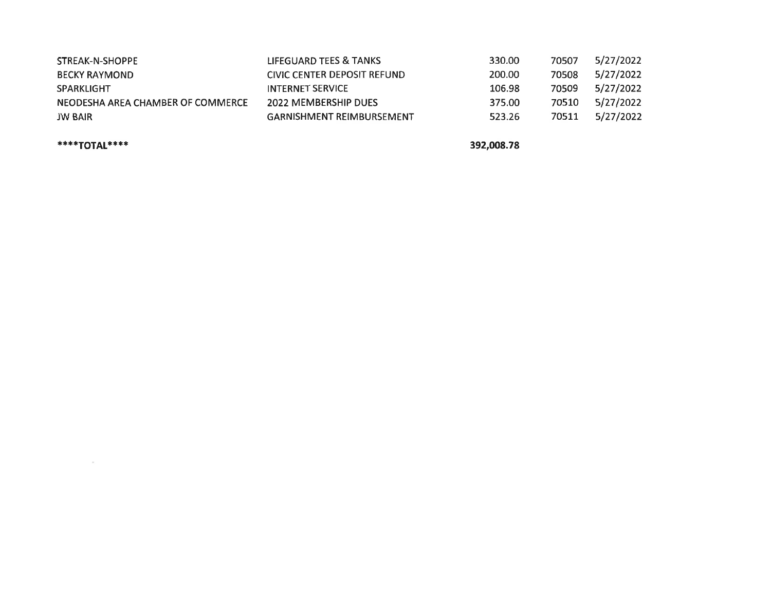| | | | | |
|---|---|---|---|---|
| STREAK-N-SHOPPE | LIFEGUARD TEES & TANKS | 330.00 | 70507 | 5/27/2022 |
| BECKY RAYMOND | CIVIC CENTER DEPOSIT REFUND | 200.00 | 70508 | 5/27/2022 |
| SPARKLIGHT | INTERNET SERVICE | 106.98 | 70509 | 5/27/2022 |
| NEODESHA AREA CHAMBER OF COMMERCE | 2022 MEMBERSHIP DUES | 375.00 | 70510 | 5/27/2022 |
| JW BAIR | GARNISHMENT REIMBURSEMENT | 523.26 | 70511 | 5/27/2022 |
| | | | | |
| **\*\*\*\*TOTAL\*\*\*\*** | | **392,008.78** | | |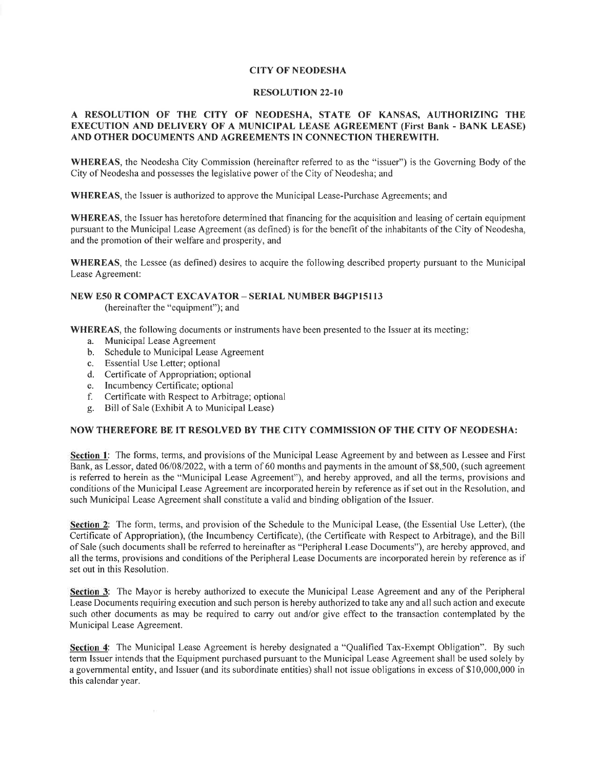# CITY OF NEODESHA

## RESOLUTION 22-10

**A RESOLUTION OF THE CITY OF NEODESHA, STATE OF KANSAS, AUTHORIZING THE EXECUTION AND DELIVERY OF A MUNICIPAL LEASE AGREEMENT (First Bank - BANK LEASE) AND OTHER DOCUMENTS AND AGREEMENTS IN CONNECTION THEREWITH.**

**WHEREAS**, the Neodesha City Commission (hereinafter referred to as the "issuer") is the Governing Body of the City of Neodesha and possesses the legislative power of the City of Neodesha; and

**WHEREAS**, the Issuer is authorized to approve the Municipal Lease-Purchase Agreements; and

**WHEREAS**, the Issuer has heretofore determined that financing for the acquisition and leasing of certain equipment pursuant to the Municipal Lease Agreement (as defined) is for the benefit of the inhabitants of the City of Neodesha, and the promotion of their welfare and prosperity, and

**WHEREAS**, the Lessee (as defined) desires to acquire the following described property pursuant to the Municipal Lease Agreement:

**NEW E50 R COMPACT EXCAVATOR – SERIAL NUMBER B4GP15113**
(hereinafter the "equipment"); and

**WHEREAS**, the following documents or instruments have been presented to the Issuer at its meeting:

a. Municipal Lease Agreement
b. Schedule to Municipal Lease Agreement
c. Essential Use Letter; optional
d. Certificate of Appropriation; optional
e. Incumbency Certificate; optional
f. Certificate with Respect to Arbitrage; optional
g. Bill of Sale (Exhibit A to Municipal Lease)

**NOW THEREFORE BE IT RESOLVED BY THE CITY COMMISSION OF THE CITY OF NEODESHA:**

**Section 1**: The forms, terms, and provisions of the Municipal Lease Agreement by and between as Lessee and First Bank, as Lessor, dated 06/08/2022, with a term of 60 months and payments in the amount of $8,500, (such agreement is referred to herein as the "Municipal Lease Agreement"), and hereby approved, and all the terms, provisions and conditions of the Municipal Lease Agreement are incorporated herein by reference as if set out in the Resolution, and such Municipal Lease Agreement shall constitute a valid and binding obligation of the Issuer.

**Section 2**: The form, terms, and provision of the Schedule to the Municipal Lease, (the Essential Use Letter), (the Certificate of Appropriation), (the Incumbency Certificate), (the Certificate with Respect to Arbitrage), and the Bill of Sale (such documents shall be referred to hereinafter as "Peripheral Lease Documents"), are hereby approved, and all the terms, provisions and conditions of the Peripheral Lease Documents are incorporated herein by reference as if set out in this Resolution.

**Section 3**: The Mayor is hereby authorized to execute the Municipal Lease Agreement and any of the Peripheral Lease Documents requiring execution and such person is hereby authorized to take any and all such action and execute such other documents as may be required to carry out and/or give effect to the transaction contemplated by the Municipal Lease Agreement.

**Section 4**: The Municipal Lease Agreement is hereby designated a "Qualified Tax-Exempt Obligation". By such term Issuer intends that the Equipment purchased pursuant to the Municipal Lease Agreement shall be used solely by a governmental entity, and Issuer (and its subordinate entities) shall not issue obligations in excess of $10,000,000 in this calendar year.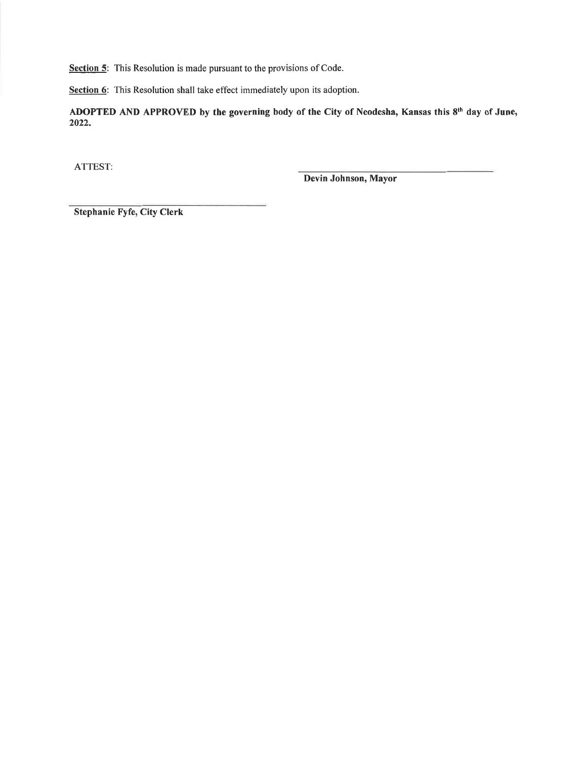<u>**Section 5**</u>: This Resolution is made pursuant to the provisions of Code.

<u>**Section 6**</u>: This Resolution shall take effect immediately upon its adoption.

**ADOPTED AND APPROVED by the governing body of the City of Neodesha, Kansas this 8th day of June, 2022.**

ATTEST:

\_\_\_\_\_\_\_\_\_\_\_\_\_\_\_\_\_\_\_\_\_\_\_\_\_\_\_\_\_\_\_\_\_\_\_\_\_\_\_\_

**Devin Johnson, Mayor**

\_\_\_\_\_\_\_\_\_\_\_\_\_\_\_\_\_\_\_\_\_\_\_\_\_\_\_\_\_\_\_\_\_\_\_\_\_\_\_\_

**Stephanie Fyfe, City Clerk**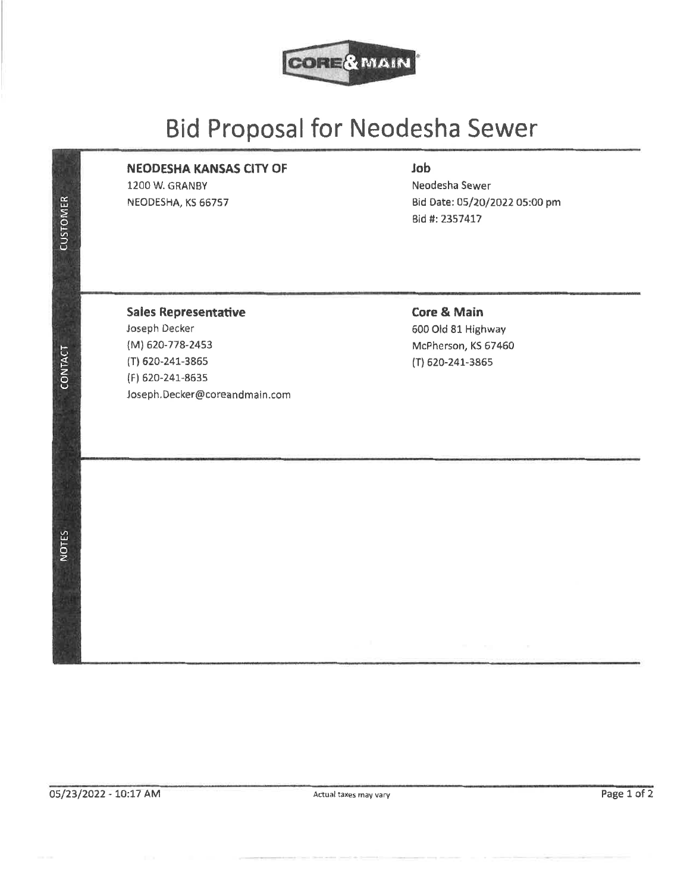CORE & MAIN

# Bid Proposal for Neodesha Sewer

**CUSTOMER**

**NEODESHA KANSAS CITY OF**
1200 W. GRANBY
NEODESHA, KS 66757

**Job**
Neodesha Sewer
Bid Date: 05/20/2022 05:00 pm
Bid #: 2357417

**CONTACT**

**Sales Representative**
Joseph Decker
(M) 620-778-2453
(T) 620-241-3865
(F) 620-241-8635
Joseph.Decker@coreandmain.com

**Core & Main**
600 Old 81 Highway
McPherson, KS 67460
(T) 620-241-3865

**NOTES**

05/23/2022 - 10:17 AM

Actual taxes may vary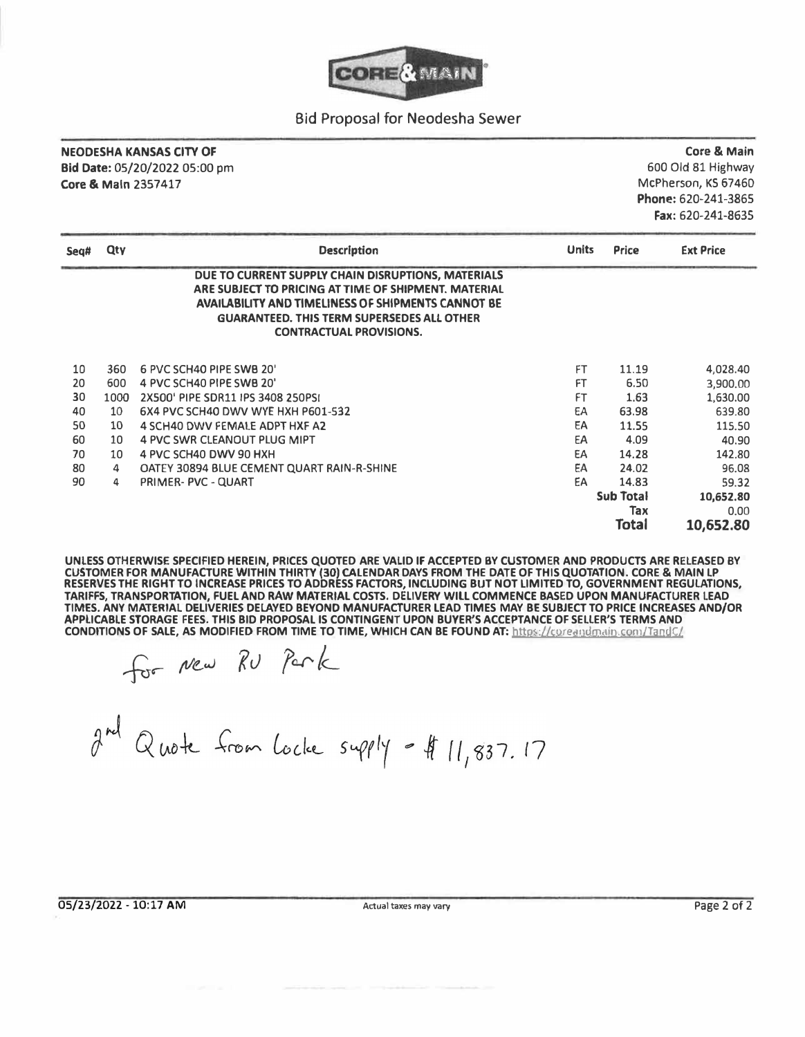CORE & MAIN

## Bid Proposal for Neodesha Sewer

**NEODESHA KANSAS CITY OF**
**Bid Date:** 05/20/2022 05:00 pm
**Core & Main** 2357417

**Core & Main**
600 Old 81 Highway
McPherson, KS 67460
**Phone:** 620-241-3865
**Fax:** 620-241-8635

| Seq# | Qty | Description | Units | Price | Ext Price |
|---|---|---|---|---|---|
| | | **DUE TO CURRENT SUPPLY CHAIN DISRUPTIONS, MATERIALS ARE SUBJECT TO PRICING AT TIME OF SHIPMENT. MATERIAL AVAILABILITY AND TIMELINESS OF SHIPMENTS CANNOT BE GUARANTEED. THIS TERM SUPERSEDES ALL OTHER CONTRACTUAL PROVISIONS.** | | | |
| 10 | 360 | 6 PVC SCH40 PIPE SWB 20' | FT | 11.19 | 4,028.40 |
| 20 | 600 | 4 PVC SCH40 PIPE SWB 20' | FT | 6.50 | 3,900.00 |
| 30 | 1000 | 2X500' PIPE SDR11 IPS 3408 250PSI | FT | 1.63 | 1,630.00 |
| 40 | 10 | 6X4 PVC SCH40 DWV WYE HXH P601-532 | EA | 63.98 | 639.80 |
| 50 | 10 | 4 SCH40 DWV FEMALE ADPT HXF A2 | EA | 11.55 | 115.50 |
| 60 | 10 | 4 PVC SWR CLEANOUT PLUG MIPT | EA | 4.09 | 40.90 |
| 70 | 10 | 4 PVC SCH40 DWV 90 HXH | EA | 14.28 | 142.80 |
| 80 | 4 | OATEY 30894 BLUE CEMENT QUART RAIN-R-SHINE | EA | 24.02 | 96.08 |
| 90 | 4 | PRIMER- PVC - QUART | EA | 14.83 | 59.32 |
| | | | | **Sub Total** | 10,652.80 |
| | | | | **Tax** | 0.00 |
| | | | | **Total** | **10,652.80** |

**UNLESS OTHERWISE SPECIFIED HEREIN, PRICES QUOTED ARE VALID IF ACCEPTED BY CUSTOMER AND PRODUCTS ARE RELEASED BY CUSTOMER FOR MANUFACTURE WITHIN THIRTY (30) CALENDAR DAYS FROM THE DATE OF THIS QUOTATION. CORE & MAIN LP RESERVES THE RIGHT TO INCREASE PRICES TO ADDRESS FACTORS, INCLUDING BUT NOT LIMITED TO, GOVERNMENT REGULATIONS, TARIFFS, TRANSPORTATION, FUEL AND RAW MATERIAL COSTS. DELIVERY WILL COMMENCE BASED UPON MANUFACTURER LEAD TIMES. ANY MATERIAL DELIVERIES DELAYED BEYOND MANUFACTURER LEAD TIMES MAY BE SUBJECT TO PRICE INCREASES AND/OR APPLICABLE STORAGE FEES. THIS BID PROPOSAL IS CONTINGENT UPON BUYER'S ACCEPTANCE OF SELLER'S TERMS AND CONDITIONS OF SALE, AS MODIFIED FROM TIME TO TIME, WHICH CAN BE FOUND AT:** https://coreandmain.com/TandC/

for New RV Park

2nd Quote from Locke supply = $ 11,837.17

05/23/2022 - 10:17 AM

Actual taxes may vary